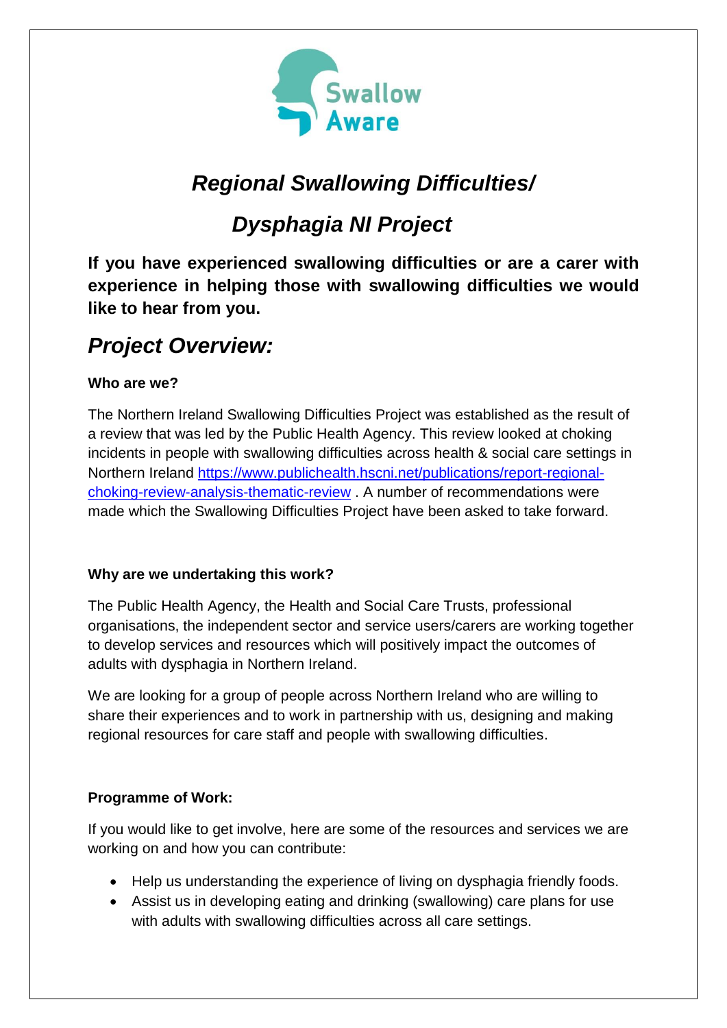Swallow Aware

# *Regional Swallowing Difficulties/ Dysphagia NI Project*

**If you have experienced swallowing difficulties or are a carer with experience in helping those with swallowing difficulties we would like to hear from you.**

## *Project Overview:*

**Who are we?**

The Northern Ireland Swallowing Difficulties Project was established as the result of a review that was led by the Public Health Agency. This review looked at choking incidents in people with swallowing difficulties across health & social care settings in Northern Ireland https://www.publichealth.hscni.net/publications/report-regional-choking-review-analysis-thematic-review . A number of recommendations were made which the Swallowing Difficulties Project have been asked to take forward.

**Why are we undertaking this work?**

The Public Health Agency, the Health and Social Care Trusts, professional organisations, the independent sector and service users/carers are working together to develop services and resources which will positively impact the outcomes of adults with dysphagia in Northern Ireland.

We are looking for a group of people across Northern Ireland who are willing to share their experiences and to work in partnership with us, designing and making regional resources for care staff and people with swallowing difficulties.

**Programme of Work:**

If you would like to get involve, here are some of the resources and services we are working on and how you can contribute:

- Help us understanding the experience of living on dysphagia friendly foods.
- Assist us in developing eating and drinking (swallowing) care plans for use with adults with swallowing difficulties across all care settings.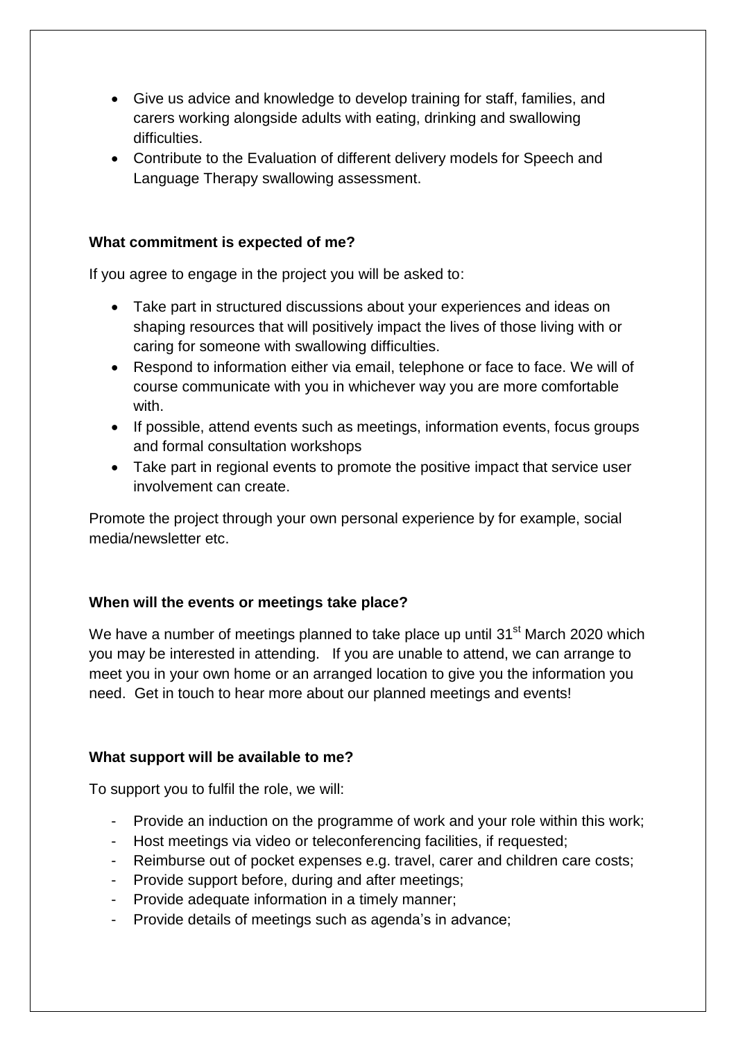- Give us advice and knowledge to develop training for staff, families, and carers working alongside adults with eating, drinking and swallowing difficulties.
- Contribute to the Evaluation of different delivery models for Speech and Language Therapy swallowing assessment.

**What commitment is expected of me?**

If you agree to engage in the project you will be asked to:

- Take part in structured discussions about your experiences and ideas on shaping resources that will positively impact the lives of those living with or caring for someone with swallowing difficulties.
- Respond to information either via email, telephone or face to face. We will of course communicate with you in whichever way you are more comfortable with.
- If possible, attend events such as meetings, information events, focus groups and formal consultation workshops
- Take part in regional events to promote the positive impact that service user involvement can create.

Promote the project through your own personal experience by for example, social media/newsletter etc.

**When will the events or meetings take place?**

We have a number of meetings planned to take place up until 31st March 2020 which you may be interested in attending. If you are unable to attend, we can arrange to meet you in your own home or an arranged location to give you the information you need. Get in touch to hear more about our planned meetings and events!

**What support will be available to me?**

To support you to fulfil the role, we will:

- Provide an induction on the programme of work and your role within this work;
- Host meetings via video or teleconferencing facilities, if requested;
- Reimburse out of pocket expenses e.g. travel, carer and children care costs;
- Provide support before, during and after meetings;
- Provide adequate information in a timely manner;
- Provide details of meetings such as agenda's in advance;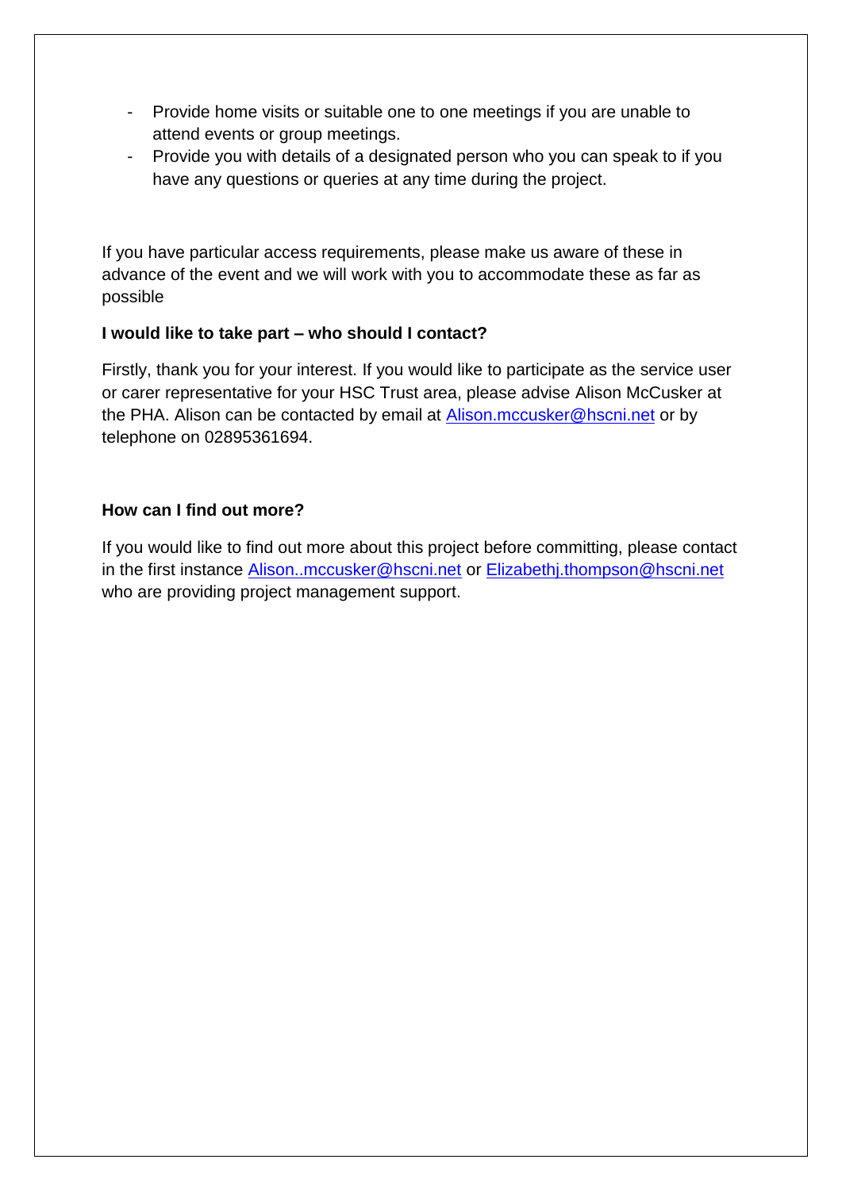- Provide home visits or suitable one to one meetings if you are unable to attend events or group meetings.
- Provide you with details of a designated person who you can speak to if you have any questions or queries at any time during the project.

If you have particular access requirements, please make us aware of these in advance of the event and we will work with you to accommodate these as far as possible

**I would like to take part – who should I contact?**

Firstly, thank you for your interest. If you would like to participate as the service user or carer representative for your HSC Trust area, please advise Alison McCusker at the PHA. Alison can be contacted by email at Alison.mccusker@hscni.net or by telephone on 02895361694.

**How can I find out more?**

If you would like to find out more about this project before committing, please contact in the first instance Alison..mccusker@hscni.net or Elizabethj.thompson@hscni.net who are providing project management support.